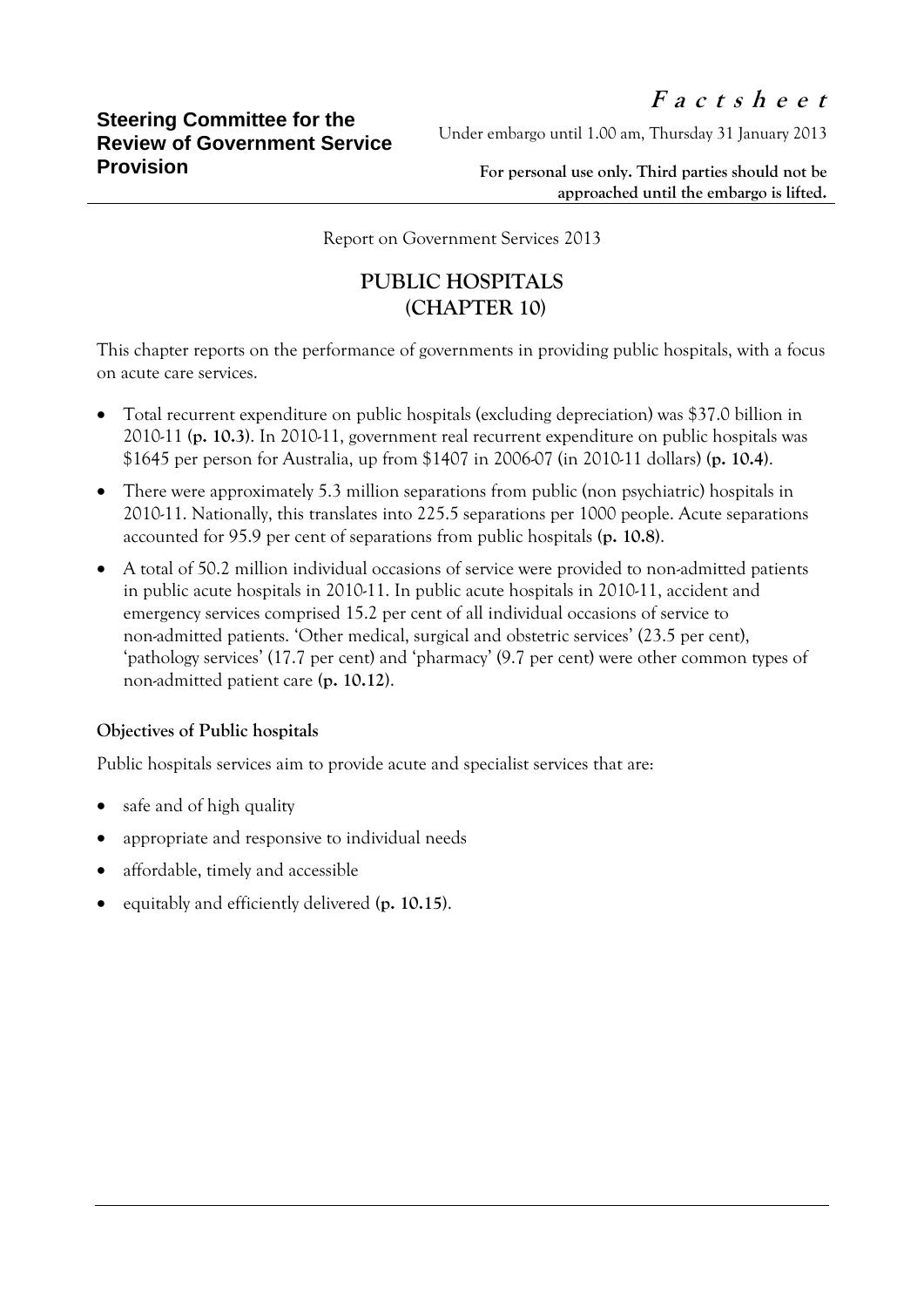**Steering Committee for the Review of Government Service Provision**

***Factsheet***

Under embargo until 1.00 am, Thursday 31 January 2013

**For personal use only. Third parties should not be approached until the embargo is lifted.**

Report on Government Services 2013

# PUBLIC HOSPITALS (CHAPTER 10)

This chapter reports on the performance of governments in providing public hospitals, with a focus on acute care services.

- Total recurrent expenditure on public hospitals (excluding depreciation) was $37.0 billion in 2010-11 (**p. 10.3**). In 2010-11, government real recurrent expenditure on public hospitals was $1645 per person for Australia, up from $1407 in 2006-07 (in 2010-11 dollars) (**p. 10.4**).
- There were approximately 5.3 million separations from public (non psychiatric) hospitals in 2010-11. Nationally, this translates into 225.5 separations per 1000 people. Acute separations accounted for 95.9 per cent of separations from public hospitals (**p. 10.8**).
- A total of 50.2 million individual occasions of service were provided to non-admitted patients in public acute hospitals in 2010-11. In public acute hospitals in 2010-11, accident and emergency services comprised 15.2 per cent of all individual occasions of service to non-admitted patients. 'Other medical, surgical and obstetric services' (23.5 per cent), 'pathology services' (17.7 per cent) and 'pharmacy' (9.7 per cent) were other common types of non-admitted patient care (**p. 10.12**).

### Objectives of Public hospitals

Public hospitals services aim to provide acute and specialist services that are:

- safe and of high quality
- appropriate and responsive to individual needs
- affordable, timely and accessible
- equitably and efficiently delivered (**p. 10.15**).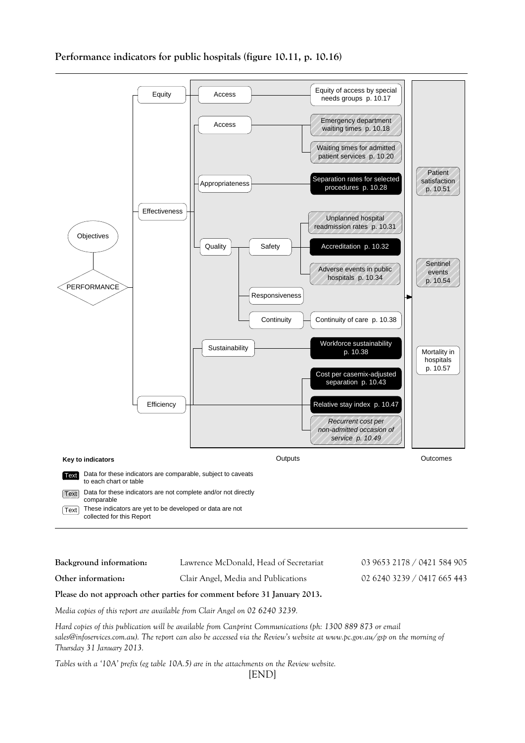**Performance indicators for public hospitals (figure 10.11, p. 10.16)**

Objectives

PERFORMANCE

Equity

Access

Equity of access by special needs groups p. 10.17

Effectiveness

Access

Emergency department waiting times p. 10.18

Waiting times for admitted patient services p. 10.20

Appropriateness

Separation rates for selected procedures p. 10.28

Quality

Safety

Unplanned hospital readmission rates p. 10.31

Accreditation p. 10.32

Adverse events in public hospitals p. 10.34

Responsiveness

Continuity

Continuity of care p. 10.38

Sustainability

Workforce sustainability p. 10.38

Efficiency

Cost per casemix-adjusted separation p. 10.43

Relative stay index p. 10.47

*Recurrent cost per non-admitted occasion of service p. 10.49*

Patient satisfaction p. 10.51

Sentinel events p. 10.54

Mortality in hospitals p. 10.57

Outputs

Outcomes

Key to indicators

Text Data for these indicators are comparable, subject to caveats to each chart or table

Text Data for these indicators are not complete and/or not directly comparable

Text These indicators are yet to be developed or data are not collected for this Report

| | | |
|---|---|---|
| **Background information:** | Lawrence McDonald, Head of Secretariat | 03 9653 2178 / 0421 584 905 |
| **Other information:** | Clair Angel, Media and Publications | 02 6240 3239 / 0417 665 443 |

**Please do not approach other parties for comment before 31 January 2013.**

*Media copies of this report are available from Clair Angel on 02 6240 3239.*

*Hard copies of this publication will be available from Canprint Communications (ph: 1300 889 873 or email sales@infoservices.com.au). The report can also be accessed via the Review's website at www.pc.gov.au/gsp on the morning of Thursday 31 January 2013.*

*Tables with a '10A' prefix (eg table 10A.5) are in the attachments on the Review website.*

[END]